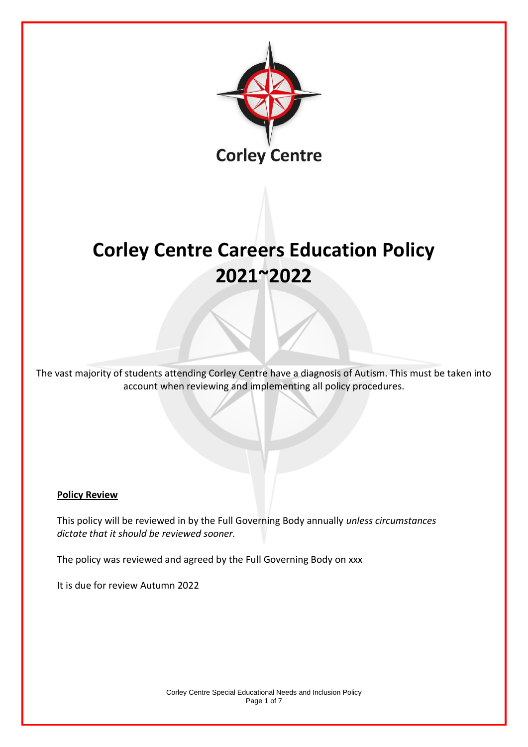Corley Centre

# Corley Centre Careers Education Policy 2021~2022

The vast majority of students attending Corley Centre have a diagnosis of Autism. This must be taken into account when reviewing and implementing all policy procedures.

**Policy Review**

This policy will be reviewed in by the Full Governing Body annually *unless circumstances dictate that it should be reviewed sooner.*

The policy was reviewed and agreed by the Full Governing Body on xxx

It is due for review Autumn 2022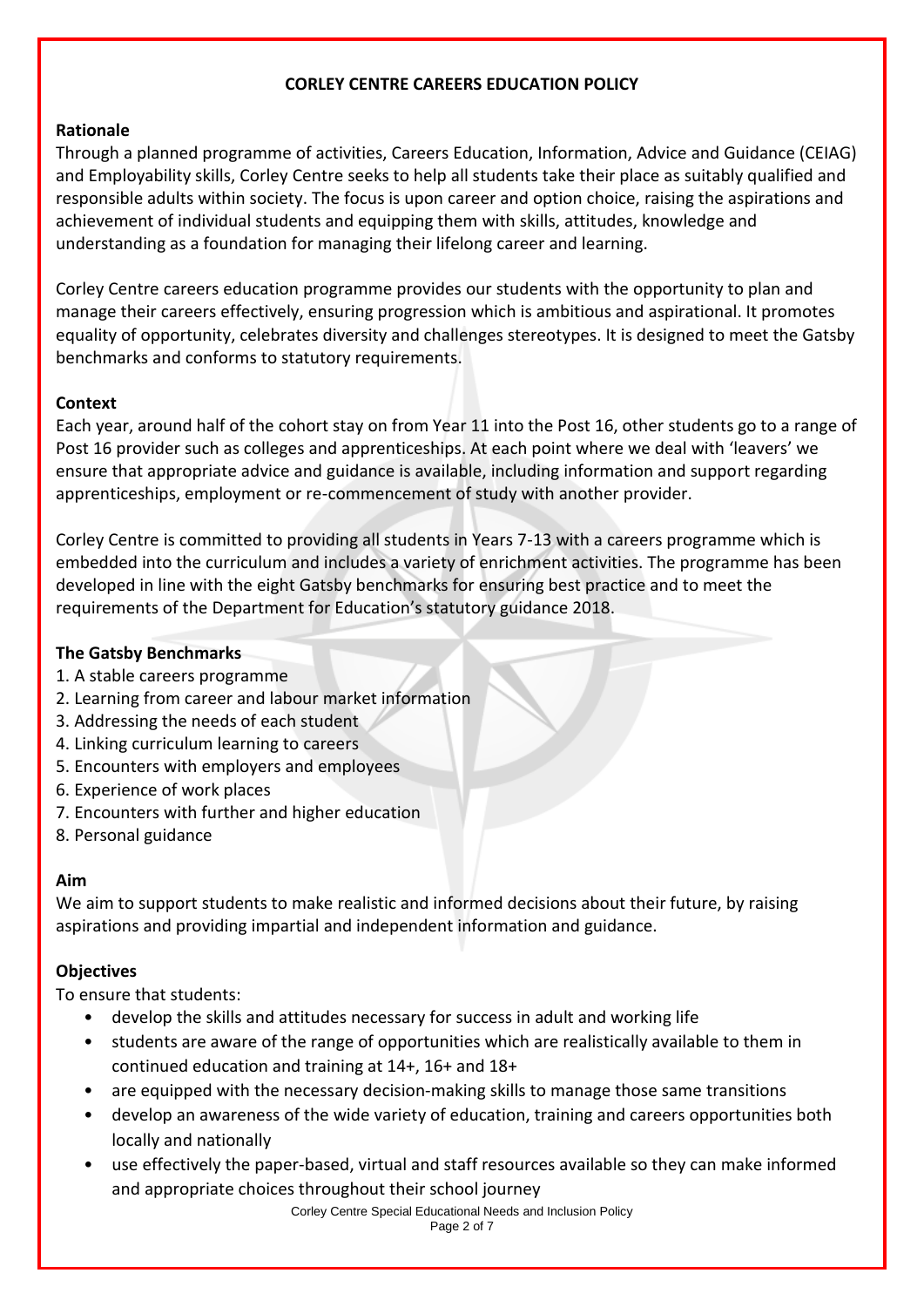# CORLEY CENTRE CAREERS EDUCATION POLICY

## Rationale

Through a planned programme of activities, Careers Education, Information, Advice and Guidance (CEIAG) and Employability skills, Corley Centre seeks to help all students take their place as suitably qualified and responsible adults within society. The focus is upon career and option choice, raising the aspirations and achievement of individual students and equipping them with skills, attitudes, knowledge and understanding as a foundation for managing their lifelong career and learning.

Corley Centre careers education programme provides our students with the opportunity to plan and manage their careers effectively, ensuring progression which is ambitious and aspirational. It promotes equality of opportunity, celebrates diversity and challenges stereotypes. It is designed to meet the Gatsby benchmarks and conforms to statutory requirements.

## Context

Each year, around half of the cohort stay on from Year 11 into the Post 16, other students go to a range of Post 16 provider such as colleges and apprenticeships. At each point where we deal with 'leavers' we ensure that appropriate advice and guidance is available, including information and support regarding apprenticeships, employment or re-commencement of study with another provider.

Corley Centre is committed to providing all students in Years 7-13 with a careers programme which is embedded into the curriculum and includes a variety of enrichment activities. The programme has been developed in line with the eight Gatsby benchmarks for ensuring best practice and to meet the requirements of the Department for Education's statutory guidance 2018.

## The Gatsby Benchmarks

1. A stable careers programme
2. Learning from career and labour market information
3. Addressing the needs of each student
4. Linking curriculum learning to careers
5. Encounters with employers and employees
6. Experience of work places
7. Encounters with further and higher education
8. Personal guidance

## Aim

We aim to support students to make realistic and informed decisions about their future, by raising aspirations and providing impartial and independent information and guidance.

## Objectives

To ensure that students:

- develop the skills and attitudes necessary for success in adult and working life
- students are aware of the range of opportunities which are realistically available to them in continued education and training at 14+, 16+ and 18+
- are equipped with the necessary decision-making skills to manage those same transitions
- develop an awareness of the wide variety of education, training and careers opportunities both locally and nationally
- use effectively the paper-based, virtual and staff resources available so they can make informed and appropriate choices throughout their school journey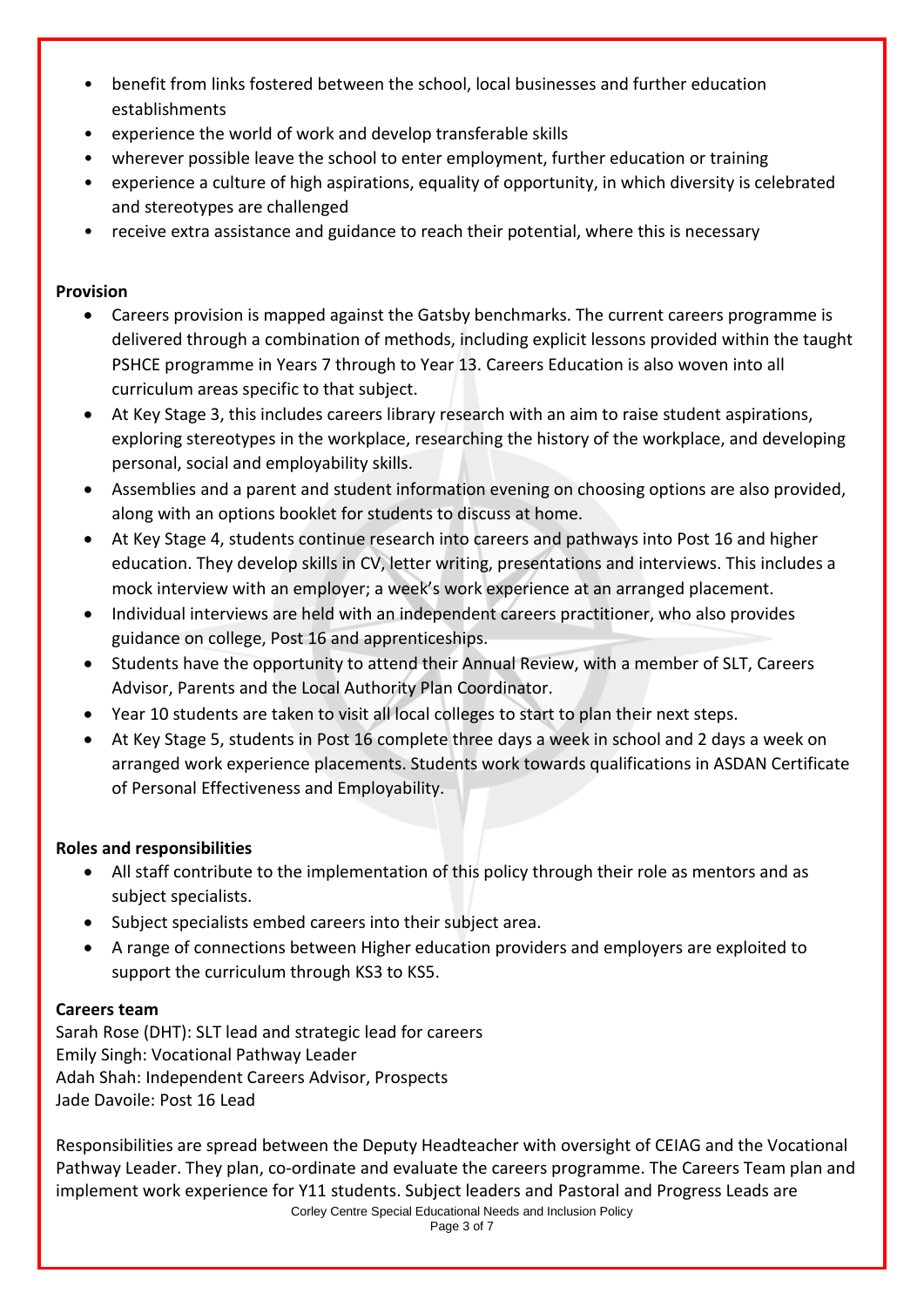- benefit from links fostered between the school, local businesses and further education establishments
- experience the world of work and develop transferable skills
- wherever possible leave the school to enter employment, further education or training
- experience a culture of high aspirations, equality of opportunity, in which diversity is celebrated and stereotypes are challenged
- receive extra assistance and guidance to reach their potential, where this is necessary

**Provision**

- Careers provision is mapped against the Gatsby benchmarks. The current careers programme is delivered through a combination of methods, including explicit lessons provided within the taught PSHCE programme in Years 7 through to Year 13. Careers Education is also woven into all curriculum areas specific to that subject.
- At Key Stage 3, this includes careers library research with an aim to raise student aspirations, exploring stereotypes in the workplace, researching the history of the workplace, and developing personal, social and employability skills.
- Assemblies and a parent and student information evening on choosing options are also provided, along with an options booklet for students to discuss at home.
- At Key Stage 4, students continue research into careers and pathways into Post 16 and higher education. They develop skills in CV, letter writing, presentations and interviews. This includes a mock interview with an employer; a week's work experience at an arranged placement.
- Individual interviews are held with an independent careers practitioner, who also provides guidance on college, Post 16 and apprenticeships.
- Students have the opportunity to attend their Annual Review, with a member of SLT, Careers Advisor, Parents and the Local Authority Plan Coordinator.
- Year 10 students are taken to visit all local colleges to start to plan their next steps.
- At Key Stage 5, students in Post 16 complete three days a week in school and 2 days a week on arranged work experience placements. Students work towards qualifications in ASDAN Certificate of Personal Effectiveness and Employability.

**Roles and responsibilities**

- All staff contribute to the implementation of this policy through their role as mentors and as subject specialists.
- Subject specialists embed careers into their subject area.
- A range of connections between Higher education providers and employers are exploited to support the curriculum through KS3 to KS5.

**Careers team**

Sarah Rose (DHT): SLT lead and strategic lead for careers
Emily Singh: Vocational Pathway Leader
Adah Shah: Independent Careers Advisor, Prospects
Jade Davoile: Post 16 Lead

Responsibilities are spread between the Deputy Headteacher with oversight of CEIAG and the Vocational Pathway Leader. They plan, co-ordinate and evaluate the careers programme. The Careers Team plan and implement work experience for Y11 students. Subject leaders and Pastoral and Progress Leads are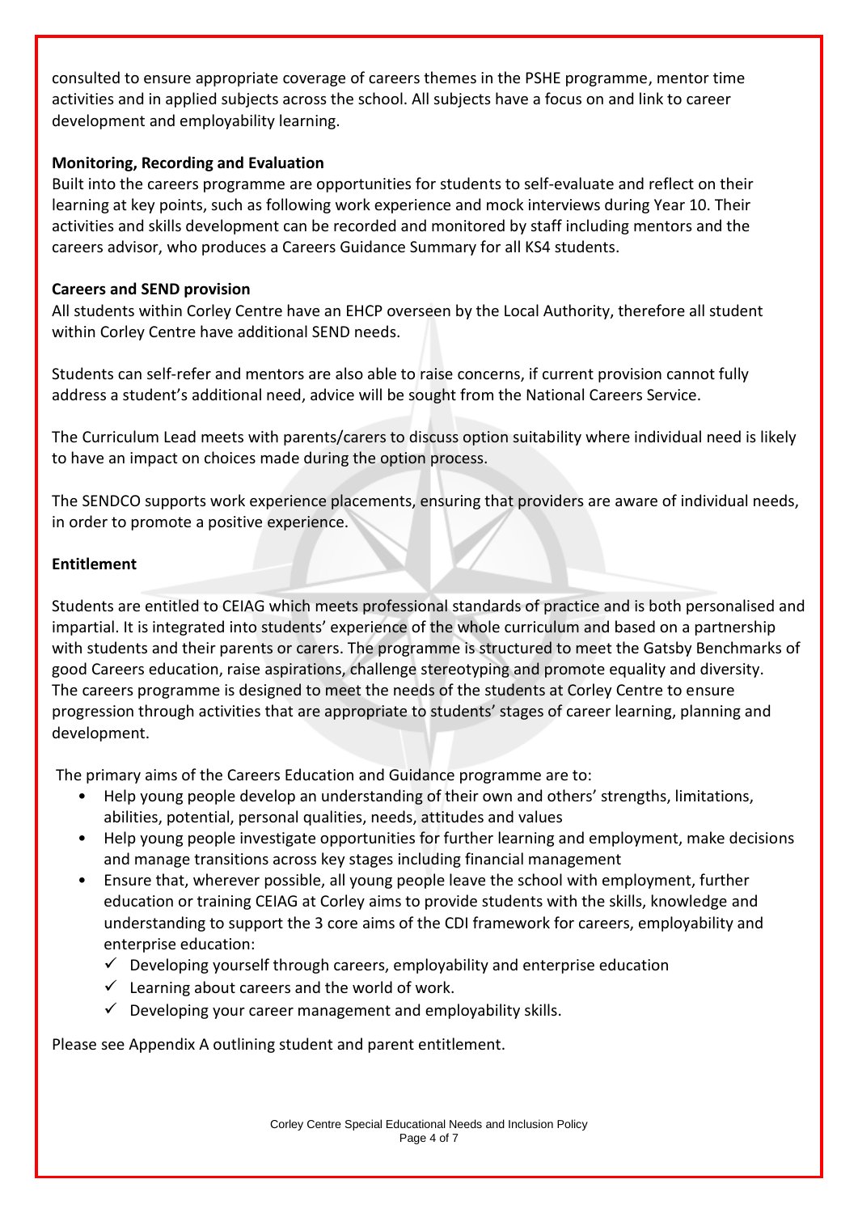consulted to ensure appropriate coverage of careers themes in the PSHE programme, mentor time activities and in applied subjects across the school. All subjects have a focus on and link to career development and employability learning.

**Monitoring, Recording and Evaluation**

Built into the careers programme are opportunities for students to self-evaluate and reflect on their learning at key points, such as following work experience and mock interviews during Year 10. Their activities and skills development can be recorded and monitored by staff including mentors and the careers advisor, who produces a Careers Guidance Summary for all KS4 students.

**Careers and SEND provision**

All students within Corley Centre have an EHCP overseen by the Local Authority, therefore all student within Corley Centre have additional SEND needs.

Students can self-refer and mentors are also able to raise concerns, if current provision cannot fully address a student's additional need, advice will be sought from the National Careers Service.

The Curriculum Lead meets with parents/carers to discuss option suitability where individual need is likely to have an impact on choices made during the option process.

The SENDCO supports work experience placements, ensuring that providers are aware of individual needs, in order to promote a positive experience.

**Entitlement**

Students are entitled to CEIAG which meets professional standards of practice and is both personalised and impartial. It is integrated into students' experience of the whole curriculum and based on a partnership with students and their parents or carers. The programme is structured to meet the Gatsby Benchmarks of good Careers education, raise aspirations, challenge stereotyping and promote equality and diversity. The careers programme is designed to meet the needs of the students at Corley Centre to ensure progression through activities that are appropriate to students' stages of career learning, planning and development.

The primary aims of the Careers Education and Guidance programme are to:

- Help young people develop an understanding of their own and others' strengths, limitations, abilities, potential, personal qualities, needs, attitudes and values
- Help young people investigate opportunities for further learning and employment, make decisions and manage transitions across key stages including financial management
- Ensure that, wherever possible, all young people leave the school with employment, further education or training CEIAG at Corley aims to provide students with the skills, knowledge and understanding to support the 3 core aims of the CDI framework for careers, employability and enterprise education:
  - ✓ Developing yourself through careers, employability and enterprise education
  - ✓ Learning about careers and the world of work.
  - ✓ Developing your career management and employability skills.

Please see Appendix A outlining student and parent entitlement.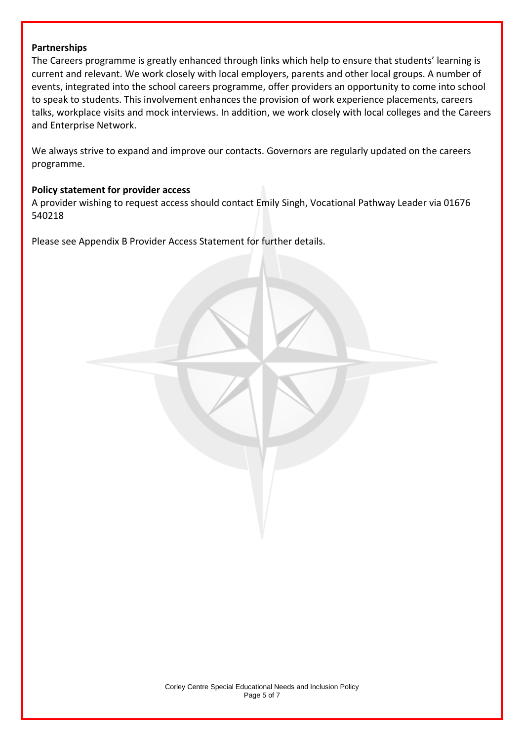**Partnerships**

The Careers programme is greatly enhanced through links which help to ensure that students' learning is current and relevant. We work closely with local employers, parents and other local groups. A number of events, integrated into the school careers programme, offer providers an opportunity to come into school to speak to students. This involvement enhances the provision of work experience placements, careers talks, workplace visits and mock interviews. In addition, we work closely with local colleges and the Careers and Enterprise Network.

We always strive to expand and improve our contacts. Governors are regularly updated on the careers programme.

**Policy statement for provider access**

A provider wishing to request access should contact Emily Singh, Vocational Pathway Leader via 01676 540218

Please see Appendix B Provider Access Statement for further details.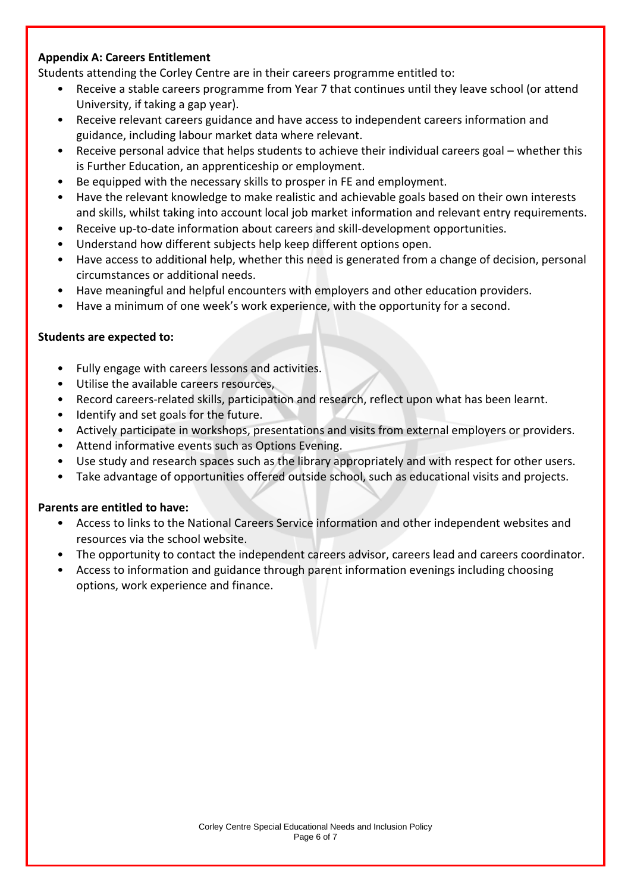**Appendix A: Careers Entitlement**

Students attending the Corley Centre are in their careers programme entitled to:

- Receive a stable careers programme from Year 7 that continues until they leave school (or attend University, if taking a gap year).
- Receive relevant careers guidance and have access to independent careers information and guidance, including labour market data where relevant.
- Receive personal advice that helps students to achieve their individual careers goal – whether this is Further Education, an apprenticeship or employment.
- Be equipped with the necessary skills to prosper in FE and employment.
- Have the relevant knowledge to make realistic and achievable goals based on their own interests and skills, whilst taking into account local job market information and relevant entry requirements.
- Receive up-to-date information about careers and skill-development opportunities.
- Understand how different subjects help keep different options open.
- Have access to additional help, whether this need is generated from a change of decision, personal circumstances or additional needs.
- Have meaningful and helpful encounters with employers and other education providers.
- Have a minimum of one week's work experience, with the opportunity for a second.

**Students are expected to:**

- Fully engage with careers lessons and activities.
- Utilise the available careers resources,
- Record careers-related skills, participation and research, reflect upon what has been learnt.
- Identify and set goals for the future.
- Actively participate in workshops, presentations and visits from external employers or providers.
- Attend informative events such as Options Evening.
- Use study and research spaces such as the library appropriately and with respect for other users.
- Take advantage of opportunities offered outside school, such as educational visits and projects.

**Parents are entitled to have:**

- Access to links to the National Careers Service information and other independent websites and resources via the school website.
- The opportunity to contact the independent careers advisor, careers lead and careers coordinator.
- Access to information and guidance through parent information evenings including choosing options, work experience and finance.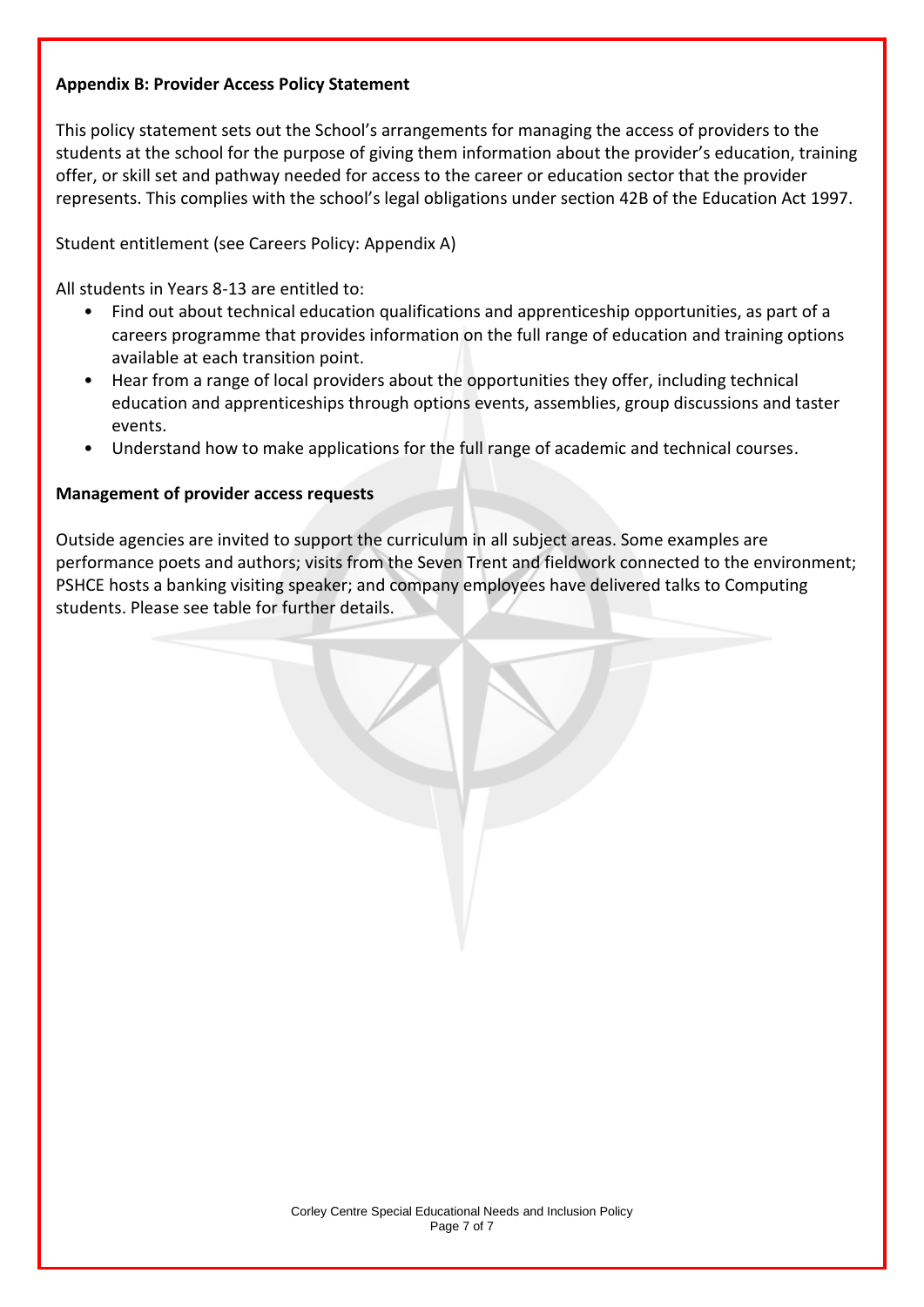**Appendix B: Provider Access Policy Statement**

This policy statement sets out the School's arrangements for managing the access of providers to the students at the school for the purpose of giving them information about the provider's education, training offer, or skill set and pathway needed for access to the career or education sector that the provider represents. This complies with the school's legal obligations under section 42B of the Education Act 1997.

Student entitlement (see Careers Policy: Appendix A)

All students in Years 8-13 are entitled to:

- Find out about technical education qualifications and apprenticeship opportunities, as part of a careers programme that provides information on the full range of education and training options available at each transition point.
- Hear from a range of local providers about the opportunities they offer, including technical education and apprenticeships through options events, assemblies, group discussions and taster events.
- Understand how to make applications for the full range of academic and technical courses.

**Management of provider access requests**

Outside agencies are invited to support the curriculum in all subject areas. Some examples are performance poets and authors; visits from the Seven Trent and fieldwork connected to the environment; PSHCE hosts a banking visiting speaker; and company employees have delivered talks to Computing students. Please see table for further details.